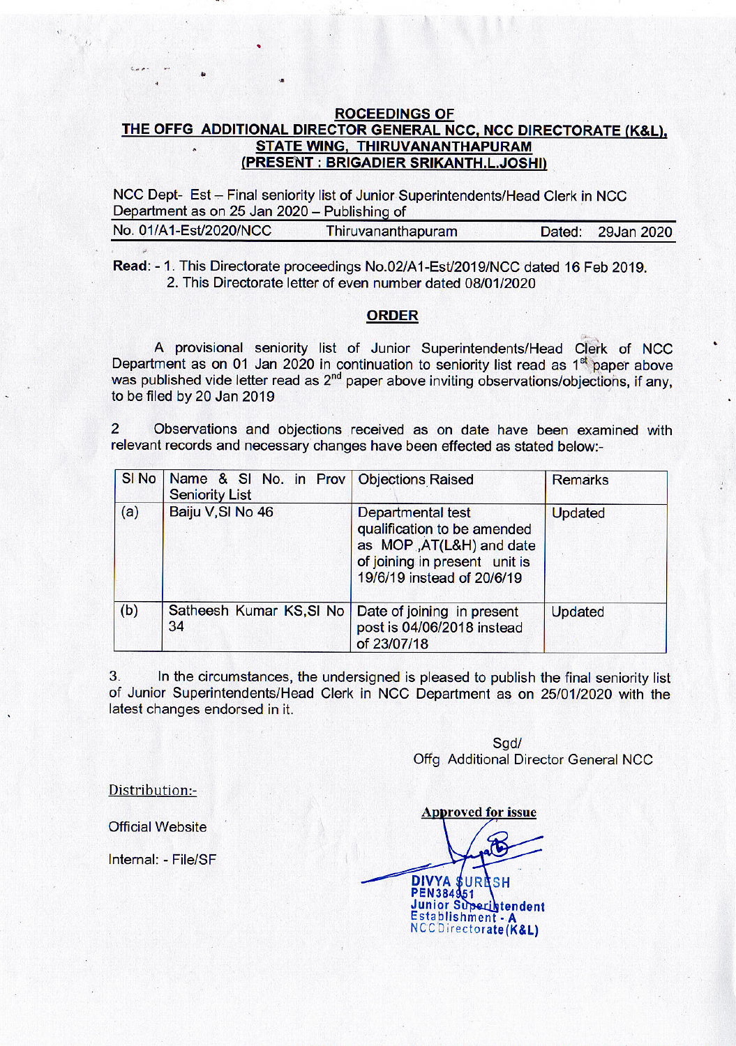**ROCEEDINGS OF**
**THE OFFG ADDITIONAL DIRECTOR GENERAL NCC, NCC DIRECTORATE (K&L), STATE WING, THIRUVANANTHAPURAM**
**(PRESENT : BRIGADIER SRIKANTH.L.JOSHI)**

NCC Dept- Est – Final seniority list of Junior Superintendents/Head Clerk in NCC Department as on 25 Jan 2020 – Publishing of

No. 01/A1-Est/2020/NCC    Thiruvananthapuram    Dated: 29Jan 2020

**Read**: - 1. This Directorate proceedings No.02/A1-Est/2019/NCC dated 16 Feb 2019.
2. This Directorate letter of even number dated 08/01/2020

## ORDER

A provisional seniority list of Junior Superintendents/Head Clerk of NCC Department as on 01 Jan 2020 in continuation to seniority list read as 1st paper above was published vide letter read as 2nd paper above inviting observations/objections, if any, to be filed by 20 Jan 2019

2 Observations and objections received as on date have been examined with relevant records and necessary changes have been effected as stated below:-

| Sl No | Name & Sl No. in Prov Seniority List | Objections Raised | Remarks |
|---|---|---|---|
| (a) | Baiju V,Sl No 46 | Departmental test qualification to be amended as MOP ,AT(L&H) and date of joining in present unit is 19/6/19 instead of 20/6/19 | Updated |
| (b) | Satheesh Kumar KS,Sl No 34 | Date of joining in present post is 04/06/2018 instead of 23/07/18 | Updated |

3. In the circumstances, the undersigned is pleased to publish the final seniority list of Junior Superintendents/Head Clerk in NCC Department as on 25/01/2020 with the latest changes endorsed in it.

Sgd/
Offg Additional Director General NCC

Distribution:-

Official Website

Internal: - File/SF

**Approved for issue**

DIVYA SURESH
PEN384951
Junior Superintendent
Establishment - A
NCC Directorate (K&L)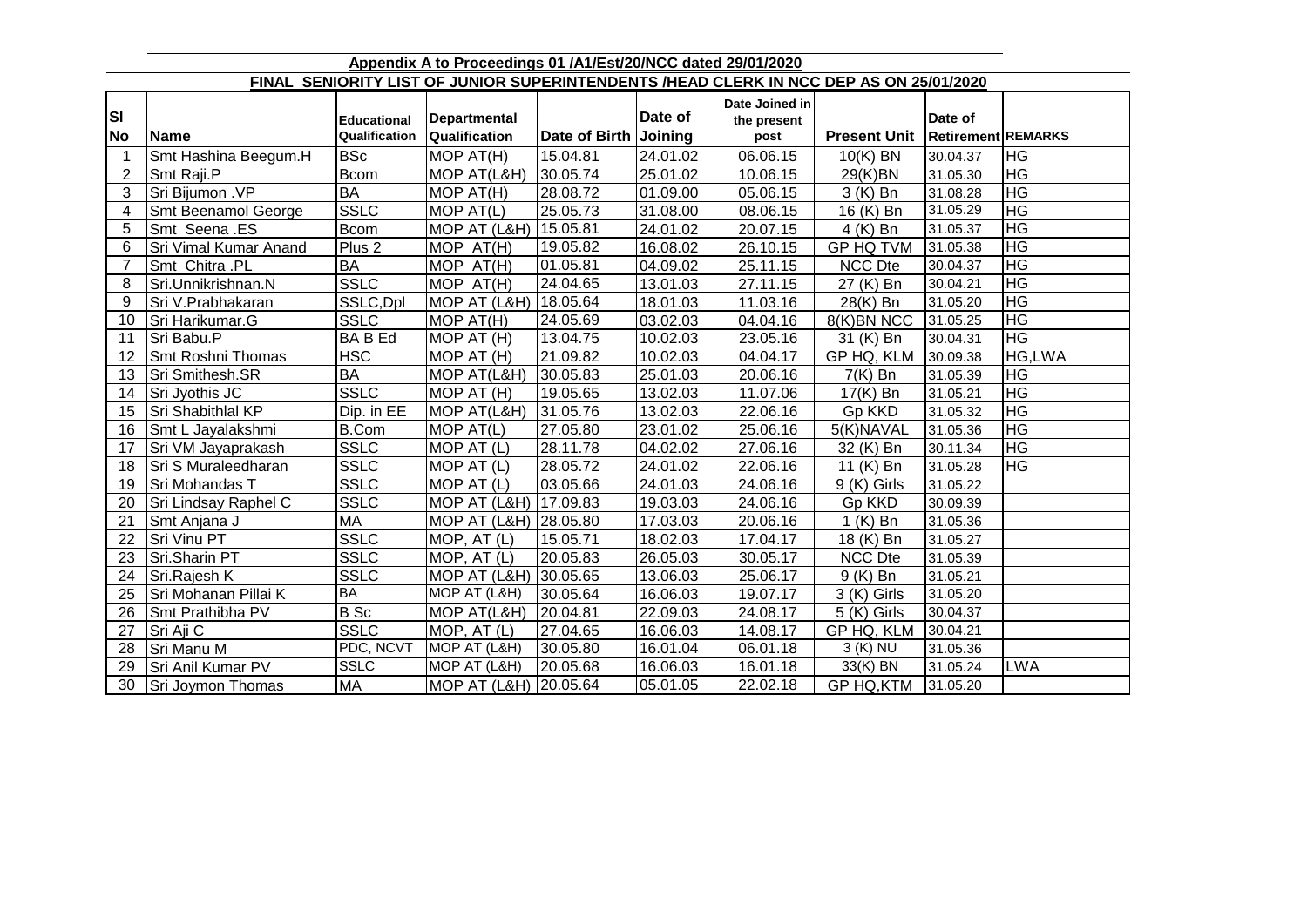**Appendix A to Proceedings 01 /A1/Est/20/NCC dated 29/01/2020**

**FINAL SENIORITY LIST OF JUNIOR SUPERINTENDENTS /HEAD CLERK IN NCC DEP AS ON 25/01/2020**

| Sl No | Name | Educational Qualification | Departmental Qualification | Date of Birth | Date of Joining | Date Joined in the present post | Present Unit | Date of Retirement | REMARKS |
|---|---|---|---|---|---|---|---|---|---|
| 1 | Smt Hashina Beegum.H | BSc | MOP AT(H) | 15.04.81 | 24.01.02 | 06.06.15 | 10(K) BN | 30.04.37 | HG |
| 2 | Smt Raji.P | Bcom | MOP AT(L&H) | 30.05.74 | 25.01.02 | 10.06.15 | 29(K)BN | 31.05.30 | HG |
| 3 | Sri Bijumon .VP | BA | MOP AT(H) | 28.08.72 | 01.09.00 | 05.06.15 | 3 (K) Bn | 31.08.28 | HG |
| 4 | Smt Beenamol George | SSLC | MOP AT(L) | 25.05.73 | 31.08.00 | 08.06.15 | 16 (K) Bn | 31.05.29 | HG |
| 5 | Smt Seena .ES | Bcom | MOP AT (L&H) | 15.05.81 | 24.01.02 | 20.07.15 | 4 (K) Bn | 31.05.37 | HG |
| 6 | Sri Vimal Kumar Anand | Plus 2 | MOP AT(H) | 19.05.82 | 16.08.02 | 26.10.15 | GP HQ TVM | 31.05.38 | HG |
| 7 | Smt Chitra .PL | BA | MOP AT(H) | 01.05.81 | 04.09.02 | 25.11.15 | NCC Dte | 30.04.37 | HG |
| 8 | Sri.Unnikrishnan.N | SSLC | MOP AT(H) | 24.04.65 | 13.01.03 | 27.11.15 | 27 (K) Bn | 30.04.21 | HG |
| 9 | Sri V.Prabhakaran | SSLC,Dpl | MOP AT (L&H) | 18.05.64 | 18.01.03 | 11.03.16 | 28(K) Bn | 31.05.20 | HG |
| 10 | Sri Harikumar.G | SSLC | MOP AT(H) | 24.05.69 | 03.02.03 | 04.04.16 | 8(K)BN NCC | 31.05.25 | HG |
| 11 | Sri Babu.P | BA B Ed | MOP AT (H) | 13.04.75 | 10.02.03 | 23.05.16 | 31 (K) Bn | 30.04.31 | HG |
| 12 | Smt Roshni Thomas | HSC | MOP AT (H) | 21.09.82 | 10.02.03 | 04.04.17 | GP HQ, KLM | 30.09.38 | HG,LWA |
| 13 | Sri Smithesh.SR | BA | MOP AT(L&H) | 30.05.83 | 25.01.03 | 20.06.16 | 7(K) Bn | 31.05.39 | HG |
| 14 | Sri Jyothis JC | SSLC | MOP AT (H) | 19.05.65 | 13.02.03 | 11.07.06 | 17(K) Bn | 31.05.21 | HG |
| 15 | Sri Shabithlal KP | Dip. in EE | MOP AT(L&H) | 31.05.76 | 13.02.03 | 22.06.16 | Gp KKD | 31.05.32 | HG |
| 16 | Smt L Jayalakshmi | B.Com | MOP AT(L) | 27.05.80 | 23.01.02 | 25.06.16 | 5(K)NAVAL | 31.05.36 | HG |
| 17 | Sri VM Jayaprakash | SSLC | MOP AT (L) | 28.11.78 | 04.02.02 | 27.06.16 | 32 (K) Bn | 30.11.34 | HG |
| 18 | Sri S Muraleedharan | SSLC | MOP AT (L) | 28.05.72 | 24.01.02 | 22.06.16 | 11 (K) Bn | 31.05.28 | HG |
| 19 | Sri Mohandas T | SSLC | MOP AT (L) | 03.05.66 | 24.01.03 | 24.06.16 | 9 (K) Girls | 31.05.22 | |
| 20 | Sri Lindsay Raphel C | SSLC | MOP AT (L&H) | 17.09.83 | 19.03.03 | 24.06.16 | Gp KKD | 30.09.39 | |
| 21 | Smt Anjana J | MA | MOP AT (L&H) | 28.05.80 | 17.03.03 | 20.06.16 | 1 (K) Bn | 31.05.36 | |
| 22 | Sri Vinu PT | SSLC | MOP, AT (L) | 15.05.71 | 18.02.03 | 17.04.17 | 18 (K) Bn | 31.05.27 | |
| 23 | Sri.Sharin PT | SSLC | MOP, AT (L) | 20.05.83 | 26.05.03 | 30.05.17 | NCC Dte | 31.05.39 | |
| 24 | Sri.Rajesh K | SSLC | MOP AT (L&H) | 30.05.65 | 13.06.03 | 25.06.17 | 9 (K) Bn | 31.05.21 | |
| 25 | Sri Mohanan Pillai K | BA | MOP AT (L&H) | 30.05.64 | 16.06.03 | 19.07.17 | 3 (K) Girls | 31.05.20 | |
| 26 | Smt Prathibha PV | B Sc | MOP AT(L&H) | 20.04.81 | 22.09.03 | 24.08.17 | 5 (K) Girls | 30.04.37 | |
| 27 | Sri Aji C | SSLC | MOP, AT (L) | 27.04.65 | 16.06.03 | 14.08.17 | GP HQ, KLM | 30.04.21 | |
| 28 | Sri Manu M | PDC, NCVT | MOP AT (L&H) | 30.05.80 | 16.01.04 | 06.01.18 | 3 (K) NU | 31.05.36 | |
| 29 | Sri Anil Kumar PV | SSLC | MOP AT (L&H) | 20.05.68 | 16.06.03 | 16.01.18 | 33(K) BN | 31.05.24 | LWA |
| 30 | Sri Joymon Thomas | MA | MOP AT (L&H) | 20.05.64 | 05.01.05 | 22.02.18 | GP HQ,KTM | 31.05.20 | |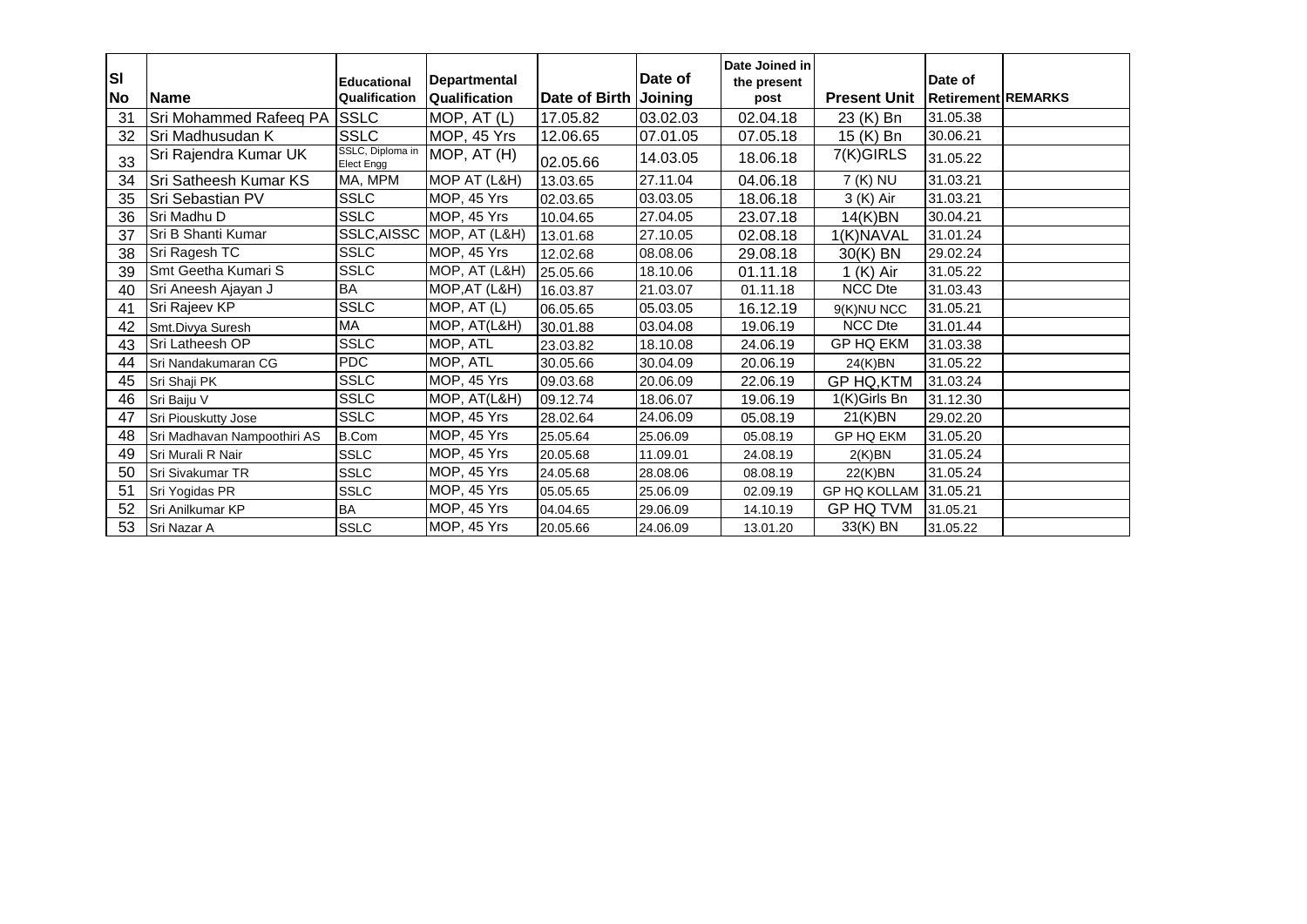| Sl No | Name | Educational Qualification | Departmental Qualification | Date of Birth | Date of Joining | Date Joined in the present post | Present Unit | Date of Retirement | REMARKS |
|---|---|---|---|---|---|---|---|---|---|
| 31 | Sri Mohammed Rafeeq PA | SSLC | MOP, AT (L) | 17.05.82 | 03.02.03 | 02.04.18 | 23 (K) Bn | 31.05.38 | |
| 32 | Sri Madhusudan K | SSLC | MOP, 45 Yrs | 12.06.65 | 07.01.05 | 07.05.18 | 15 (K) Bn | 30.06.21 | |
| 33 | Sri Rajendra Kumar UK | SSLC, Diploma in Elect Engg | MOP, AT (H) | 02.05.66 | 14.03.05 | 18.06.18 | 7(K)GIRLS | 31.05.22 | |
| 34 | Sri Satheesh Kumar KS | MA, MPM | MOP AT (L&H) | 13.03.65 | 27.11.04 | 04.06.18 | 7 (K) NU | 31.03.21 | |
| 35 | Sri Sebastian PV | SSLC | MOP, 45 Yrs | 02.03.65 | 03.03.05 | 18.06.18 | 3 (K) Air | 31.03.21 | |
| 36 | Sri Madhu D | SSLC | MOP, 45 Yrs | 10.04.65 | 27.04.05 | 23.07.18 | 14(K)BN | 30.04.21 | |
| 37 | Sri B Shanti Kumar | SSLC,AISSC | MOP, AT (L&H) | 13.01.68 | 27.10.05 | 02.08.18 | 1(K)NAVAL | 31.01.24 | |
| 38 | Sri Ragesh TC | SSLC | MOP, 45 Yrs | 12.02.68 | 08.08.06 | 29.08.18 | 30(K) BN | 29.02.24 | |
| 39 | Smt Geetha Kumari S | SSLC | MOP, AT (L&H) | 25.05.66 | 18.10.06 | 01.11.18 | 1 (K) Air | 31.05.22 | |
| 40 | Sri Aneesh Ajayan J | BA | MOP,AT (L&H) | 16.03.87 | 21.03.07 | 01.11.18 | NCC Dte | 31.03.43 | |
| 41 | Sri Rajeev KP | SSLC | MOP, AT (L) | 06.05.65 | 05.03.05 | 16.12.19 | 9(K)NU NCC | 31.05.21 | |
| 42 | Smt.Divya Suresh | MA | MOP, AT(L&H) | 30.01.88 | 03.04.08 | 19.06.19 | NCC Dte | 31.01.44 | |
| 43 | Sri Latheesh OP | SSLC | MOP, ATL | 23.03.82 | 18.10.08 | 24.06.19 | GP HQ EKM | 31.03.38 | |
| 44 | Sri Nandakumaran CG | PDC | MOP, ATL | 30.05.66 | 30.04.09 | 20.06.19 | 24(K)BN | 31.05.22 | |
| 45 | Sri Shaji PK | SSLC | MOP, 45 Yrs | 09.03.68 | 20.06.09 | 22.06.19 | GP HQ,KTM | 31.03.24 | |
| 46 | Sri Baiju V | SSLC | MOP, AT(L&H) | 09.12.74 | 18.06.07 | 19.06.19 | 1(K)Girls Bn | 31.12.30 | |
| 47 | Sri Piouskutty Jose | SSLC | MOP, 45 Yrs | 28.02.64 | 24.06.09 | 05.08.19 | 21(K)BN | 29.02.20 | |
| 48 | Sri Madhavan Nampoothiri AS | B.Com | MOP, 45 Yrs | 25.05.64 | 25.06.09 | 05.08.19 | GP HQ EKM | 31.05.20 | |
| 49 | Sri Murali R Nair | SSLC | MOP, 45 Yrs | 20.05.68 | 11.09.01 | 24.08.19 | 2(K)BN | 31.05.24 | |
| 50 | Sri Sivakumar TR | SSLC | MOP, 45 Yrs | 24.05.68 | 28.08.06 | 08.08.19 | 22(K)BN | 31.05.24 | |
| 51 | Sri Yogidas PR | SSLC | MOP, 45 Yrs | 05.05.65 | 25.06.09 | 02.09.19 | GP HQ KOLLAM | 31.05.21 | |
| 52 | Sri Anilkumar KP | BA | MOP, 45 Yrs | 04.04.65 | 29.06.09 | 14.10.19 | GP HQ TVM | 31.05.21 | |
| 53 | Sri Nazar A | SSLC | MOP, 45 Yrs | 20.05.66 | 24.06.09 | 13.01.20 | 33(K) BN | 31.05.22 | |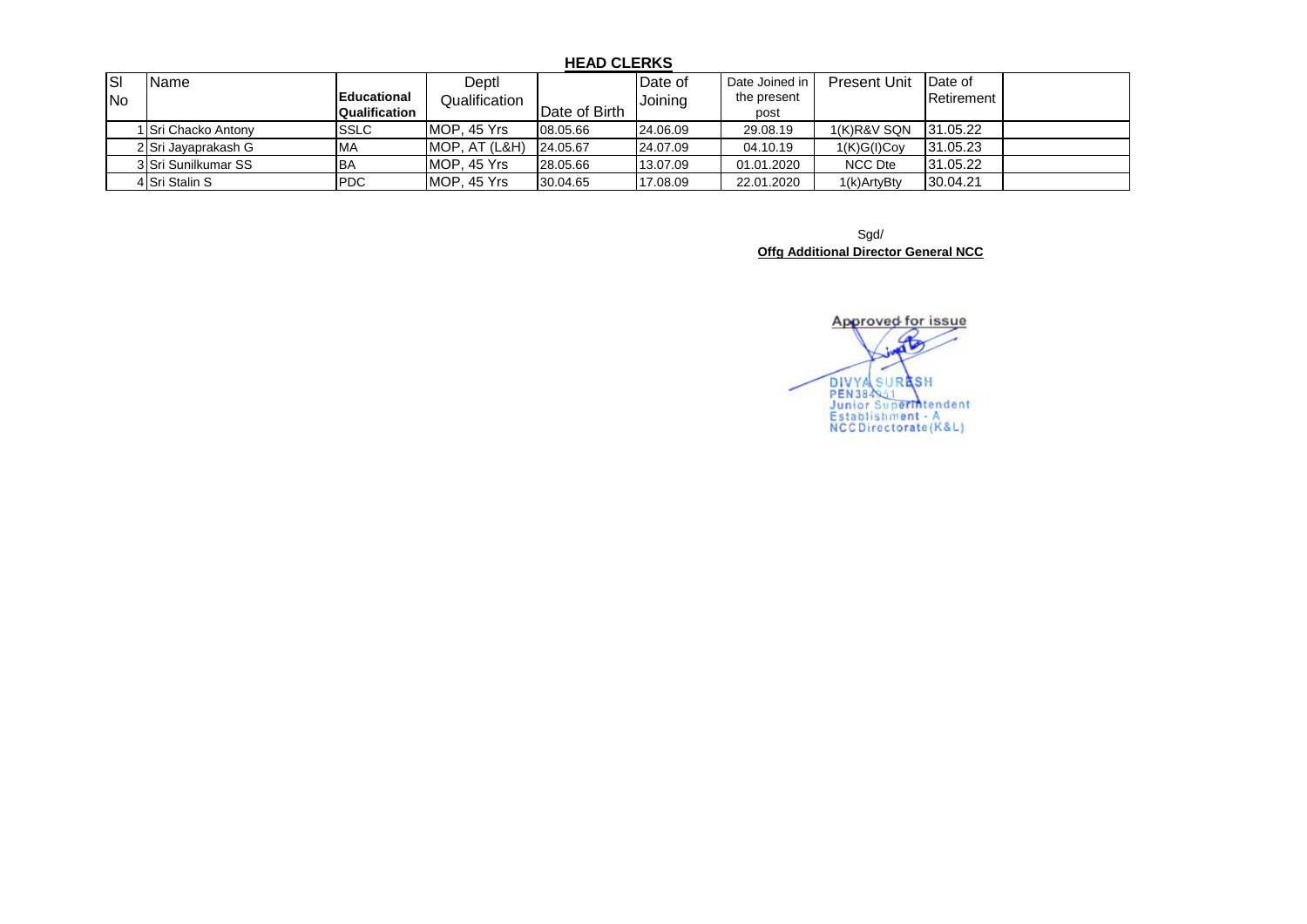## HEAD CLERKS

| Sl No | Name | Educational Qualification | Deptl Qualification | Date of Birth | Date of Joining | Date Joined in the present post | Present Unit | Date of Retirement | |
|---|---|---|---|---|---|---|---|---|---|
| 1 | Sri Chacko Antony | SSLC | MOP, 45 Yrs | 08.05.66 | 24.06.09 | 29.08.19 | 1(K)R&V SQN | 31.05.22 | |
| 2 | Sri Jayaprakash G | MA | MOP, AT (L&H) | 24.05.67 | 24.07.09 | 04.10.19 | 1(K)G(I)Coy | 31.05.23 | |
| 3 | Sri Sunilkumar SS | BA | MOP, 45 Yrs | 28.05.66 | 13.07.09 | 01.01.2020 | NCC Dte | 31.05.22 | |
| 4 | Sri Stalin S | PDC | MOP, 45 Yrs | 30.04.65 | 17.08.09 | 22.01.2020 | 1(k)ArtyBty | 30.04.21 | |

Sgd/

**Offg Additional Director General NCC**

Approved for issue

DIVYA SURESH
PEN384351
Junior Superintendent
Establishment - A
NCCDirectorate(K&L)